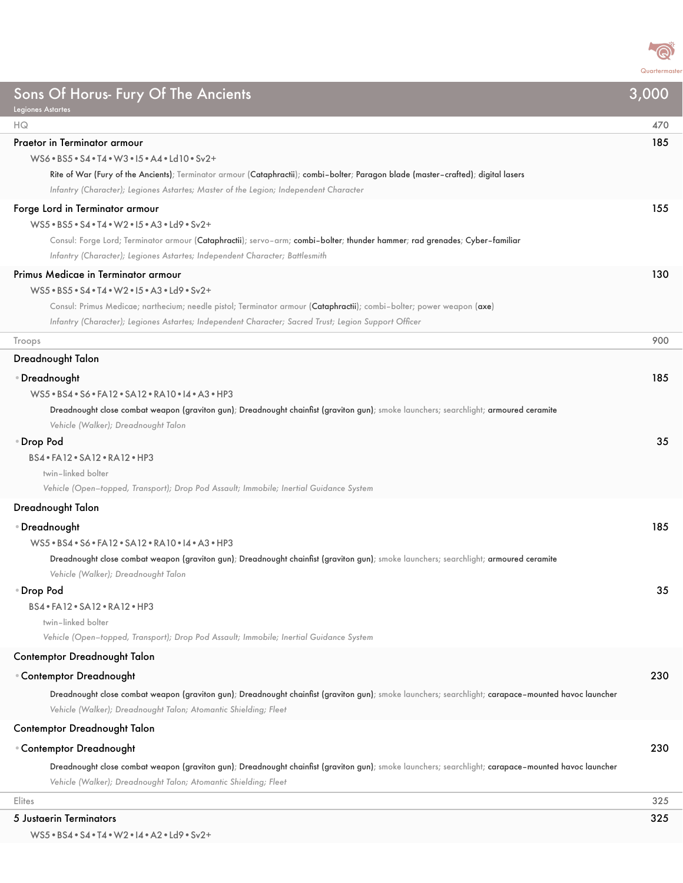# Sons Of Horus- Fury Of The Ancients — 3,000

Legiones Astartes

## HQ — 470

### Praetor in Terminator armour — 185

WS6 • BS5 • S4 • T4 • W3 • I5 • A4 • Ld10 • Sv2+

Rite of War (Fury of the Ancients); Terminator armour (Cataphractii); combi-bolter; Paragon blade (master-crafted); digital lasers

*Infantry (Character); Legiones Astartes; Master of the Legion; Independent Character*

### Forge Lord in Terminator armour — 155

WS5 • BS5 • S4 • T4 • W2 • I5 • A3 • Ld9 • Sv2+

Consul: Forge Lord; Terminator armour (Cataphractii); servo-arm; combi-bolter; thunder hammer; rad grenades; Cyber-familiar

*Infantry (Character); Legiones Astartes; Independent Character; Battlesmith*

### Primus Medicae in Terminator armour — 130

WS5 • BS5 • S4 • T4 • W2 • I5 • A3 • Ld9 • Sv2+

Consul: Primus Medicae; narthecium; needle pistol; Terminator armour (Cataphractii); combi-bolter; power weapon (axe)

*Infantry (Character); Legiones Astartes; Independent Character; Sacred Trust; Legion Support Officer*

## Troops — 900

### Dreadnought Talon

- **Dreadnought** — 185

  WS5 • BS4 • S6 • FA12 • SA12 • RA10 • I4 • A3 • HP3

  Dreadnought close combat weapon (graviton gun); Dreadnought chainfist (graviton gun); smoke launchers; searchlight; armoured ceramite

  *Vehicle (Walker); Dreadnought Talon*

- **Drop Pod** — 35

  BS4 • FA12 • SA12 • RA12 • HP3

  twin-linked bolter

  *Vehicle (Open-topped, Transport); Drop Pod Assault; Immobile; Inertial Guidance System*

### Dreadnought Talon

- **Dreadnought** — 185

  WS5 • BS4 • S6 • FA12 • SA12 • RA10 • I4 • A3 • HP3

  Dreadnought close combat weapon (graviton gun); Dreadnought chainfist (graviton gun); smoke launchers; searchlight; armoured ceramite

  *Vehicle (Walker); Dreadnought Talon*

- **Drop Pod** — 35

  BS4 • FA12 • SA12 • RA12 • HP3

  twin-linked bolter

  *Vehicle (Open-topped, Transport); Drop Pod Assault; Immobile; Inertial Guidance System*

### Contemptor Dreadnought Talon

- **Contemptor Dreadnought** — 230

  Dreadnought close combat weapon (graviton gun); Dreadnought chainfist (graviton gun); smoke launchers; searchlight; carapace-mounted havoc launcher

  *Vehicle (Walker); Dreadnought Talon; Atomantic Shielding; Fleet*

### Contemptor Dreadnought Talon

- **Contemptor Dreadnought** — 230

  Dreadnought close combat weapon (graviton gun); Dreadnought chainfist (graviton gun); smoke launchers; searchlight; carapace-mounted havoc launcher

  *Vehicle (Walker); Dreadnought Talon; Atomantic Shielding; Fleet*

## Elites — 325

### 5 Justaerin Terminators — 325

WS5 • BS4 • S4 • T4 • W2 • I4 • A2 • Ld9 • Sv2+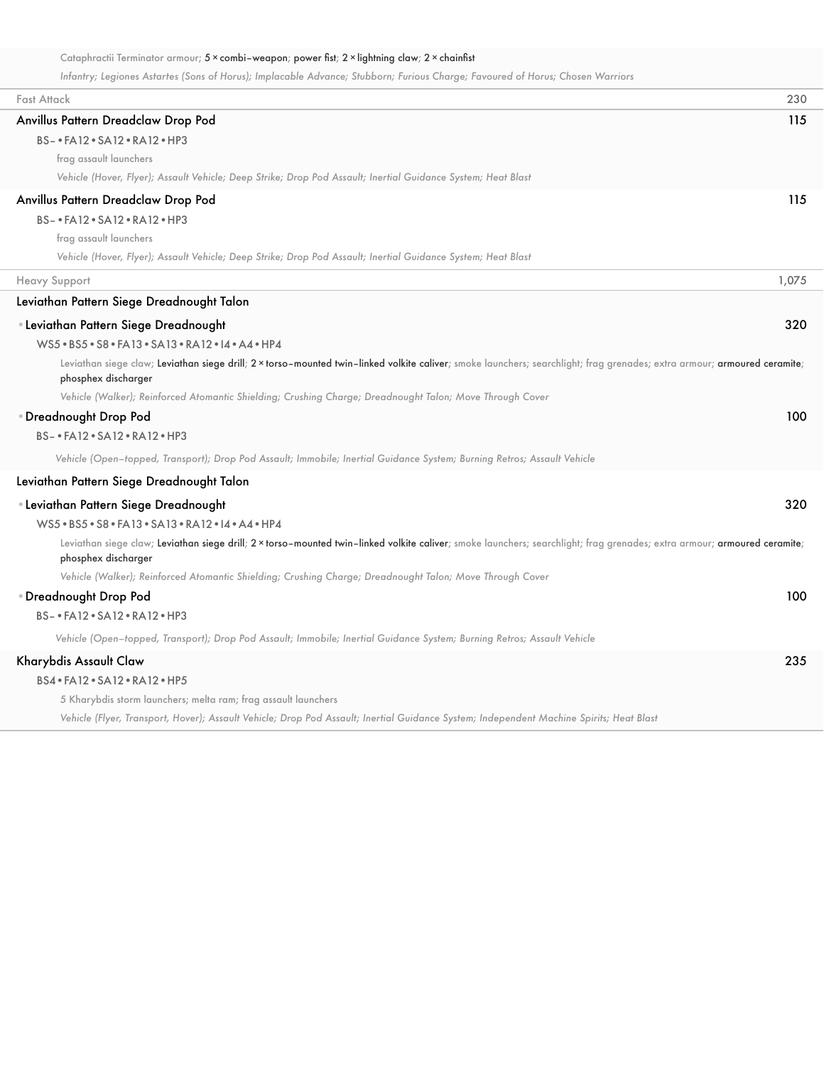Cataphractii Terminator armour; **5 × combi–weapon**; **power fist**; **2 × lightning claw**; **2 × chainfist**

*Infantry; Legiones Astartes (Sons of Horus); Implacable Advance; Stubborn; Furious Charge; Favoured of Horus; Chosen Warriors*

## Fast Attack — 230

### Anvillus Pattern Dreadclaw Drop Pod — 115

BS– • FA12 • SA12 • RA12 • HP3

frag assault launchers

*Vehicle (Hover, Flyer); Assault Vehicle; Deep Strike; Drop Pod Assault; Inertial Guidance System; Heat Blast*

### Anvillus Pattern Dreadclaw Drop Pod — 115

BS– • FA12 • SA12 • RA12 • HP3

frag assault launchers

*Vehicle (Hover, Flyer); Assault Vehicle; Deep Strike; Drop Pod Assault; Inertial Guidance System; Heat Blast*

## Heavy Support — 1,075

### Leviathan Pattern Siege Dreadnought Talon

- **Leviathan Pattern Siege Dreadnought — 320**

  WS5 • BS5 • S8 • FA13 • SA13 • RA12 • I4 • A4 • HP4

  Leviathan siege claw; **Leviathan siege drill**; **2 × torso–mounted twin–linked volkite caliver**; smoke launchers; searchlight; frag grenades; extra armour; **armoured ceramite**; **phosphex discharger**

  *Vehicle (Walker); Reinforced Atomantic Shielding; Crushing Charge; Dreadnought Talon; Move Through Cover*

- **Dreadnought Drop Pod — 100**

  BS– • FA12 • SA12 • RA12 • HP3

  *Vehicle (Open–topped, Transport); Drop Pod Assault; Immobile; Inertial Guidance System; Burning Retros; Assault Vehicle*

### Leviathan Pattern Siege Dreadnought Talon

- **Leviathan Pattern Siege Dreadnought — 320**

  WS5 • BS5 • S8 • FA13 • SA13 • RA12 • I4 • A4 • HP4

  Leviathan siege claw; **Leviathan siege drill**; **2 × torso–mounted twin–linked volkite caliver**; smoke launchers; searchlight; frag grenades; extra armour; **armoured ceramite**; **phosphex discharger**

  *Vehicle (Walker); Reinforced Atomantic Shielding; Crushing Charge; Dreadnought Talon; Move Through Cover*

- **Dreadnought Drop Pod — 100**

  BS– • FA12 • SA12 • RA12 • HP3

  *Vehicle (Open–topped, Transport); Drop Pod Assault; Immobile; Inertial Guidance System; Burning Retros; Assault Vehicle*

### Kharybdis Assault Claw — 235

BS4 • FA12 • SA12 • RA12 • HP5

5 Kharybdis storm launchers; melta ram; frag assault launchers

*Vehicle (Flyer, Transport, Hover); Assault Vehicle; Drop Pod Assault; Inertial Guidance System; Independent Machine Spirits; Heat Blast*